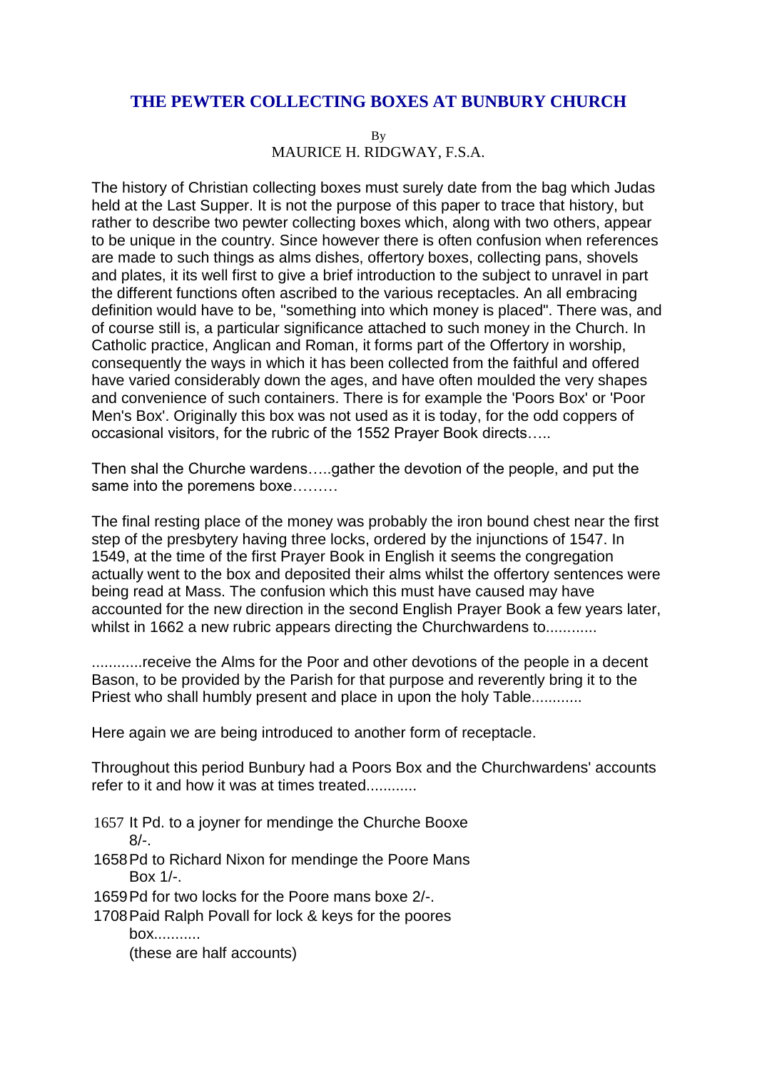# THE PEWTER COLLECTING BOXES AT BUNBURY CHURCH

By
MAURICE H. RIDGWAY, F.S.A.

The history of Christian collecting boxes must surely date from the bag which Judas held at the Last Supper. It is not the purpose of this paper to trace that history, but rather to describe two pewter collecting boxes which, along with two others, appear to be unique in the country. Since however there is often confusion when references are made to such things as alms dishes, offertory boxes, collecting pans, shovels and plates, it its well first to give a brief introduction to the subject to unravel in part the different functions often ascribed to the various receptacles. An all embracing definition would have to be, "something into which money is placed". There was, and of course still is, a particular significance attached to such money in the Church. In Catholic practice, Anglican and Roman, it forms part of the Offertory in worship, consequently the ways in which it has been collected from the faithful and offered have varied considerably down the ages, and have often moulded the very shapes and convenience of such containers. There is for example the 'Poors Box' or 'Poor Men's Box'. Originally this box was not used as it is today, for the odd coppers of occasional visitors, for the rubric of the 1552 Prayer Book directs…..

Then shal the Churche wardens…..gather the devotion of the people, and put the same into the poremens boxe………

The final resting place of the money was probably the iron bound chest near the first step of the presbytery having three locks, ordered by the injunctions of 1547. In 1549, at the time of the first Prayer Book in English it seems the congregation actually went to the box and deposited their alms whilst the offertory sentences were being read at Mass. The confusion which this must have caused may have accounted for the new direction in the second English Prayer Book a few years later, whilst in 1662 a new rubric appears directing the Churchwardens to............

............receive the Alms for the Poor and other devotions of the people in a decent Bason, to be provided by the Parish for that purpose and reverently bring it to the Priest who shall humbly present and place in upon the holy Table............

Here again we are being introduced to another form of receptacle.

Throughout this period Bunbury had a Poors Box and the Churchwardens' accounts refer to it and how it was at times treated............

1657 It Pd. to a joyner for mendinge the Churche Booxe 8/-.
1658 Pd to Richard Nixon for mendinge the Poore Mans Box 1/-.
1659 Pd for two locks for the Poore mans boxe 2/-.
1708 Paid Ralph Povall for lock & keys for the poores box...........
(these are half accounts)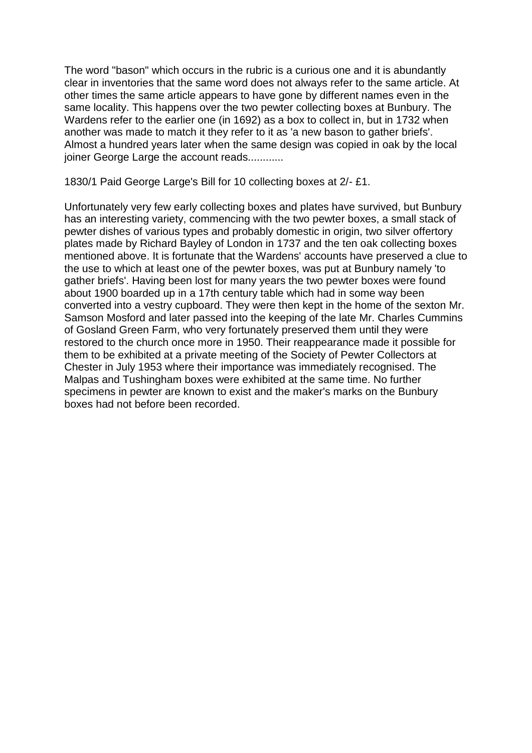The word "bason" which occurs in the rubric is a curious one and it is abundantly clear in inventories that the same word does not always refer to the same article. At other times the same article appears to have gone by different names even in the same locality. This happens over the two pewter collecting boxes at Bunbury. The Wardens refer to the earlier one (in 1692) as a box to collect in, but in 1732 when another was made to match it they refer to it as 'a new bason to gather briefs'. Almost a hundred years later when the same design was copied in oak by the local joiner George Large the account reads............

1830/1 Paid George Large's Bill for 10 collecting boxes at 2/- £1.

Unfortunately very few early collecting boxes and plates have survived, but Bunbury has an interesting variety, commencing with the two pewter boxes, a small stack of pewter dishes of various types and probably domestic in origin, two silver offertory plates made by Richard Bayley of London in 1737 and the ten oak collecting boxes mentioned above. It is fortunate that the Wardens' accounts have preserved a clue to the use to which at least one of the pewter boxes, was put at Bunbury namely 'to gather briefs'. Having been lost for many years the two pewter boxes were found about 1900 boarded up in a 17th century table which had in some way been converted into a vestry cupboard. They were then kept in the home of the sexton Mr. Samson Mosford and later passed into the keeping of the late Mr. Charles Cummins of Gosland Green Farm, who very fortunately preserved them until they were restored to the church once more in 1950. Their reappearance made it possible for them to be exhibited at a private meeting of the Society of Pewter Collectors at Chester in July 1953 where their importance was immediately recognised. The Malpas and Tushingham boxes were exhibited at the same time. No further specimens in pewter are known to exist and the maker's marks on the Bunbury boxes had not before been recorded.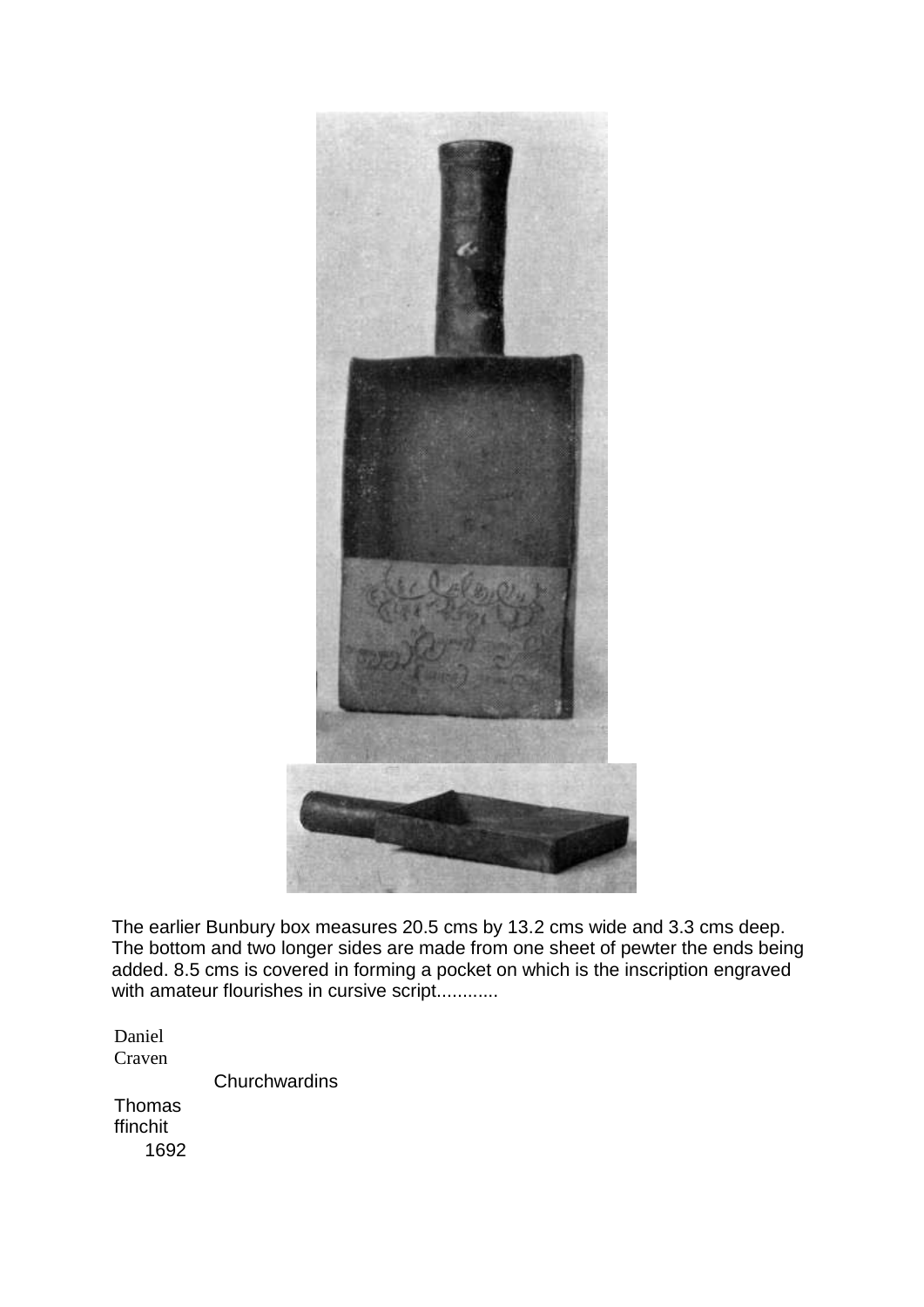The earlier Bunbury box measures 20.5 cms by 13.2 cms wide and 3.3 cms deep. The bottom and two longer sides are made from one sheet of pewter the ends being added. 8.5 cms is covered in forming a pocket on which is the inscription engraved with amateur flourishes in cursive script............

Daniel
Craven

Churchwardins

Thomas
ffinchit
1692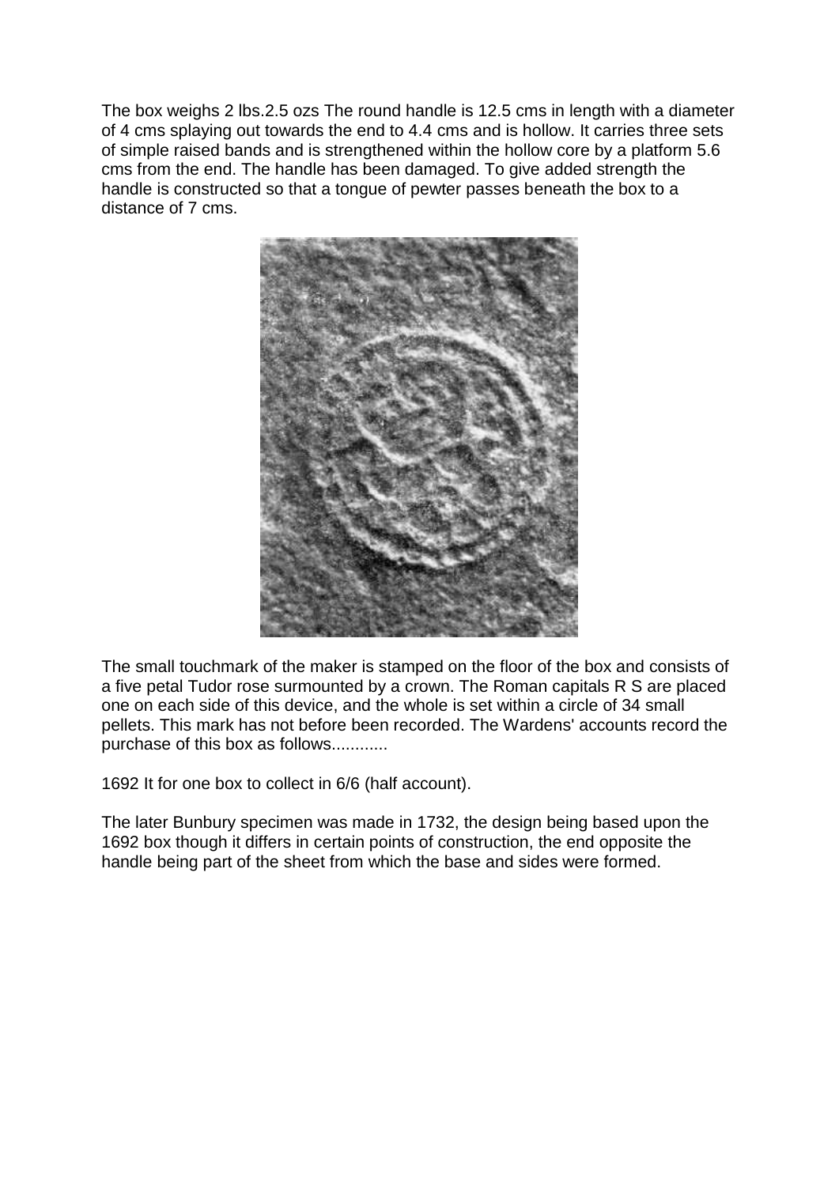The box weighs 2 lbs.2.5 ozs The round handle is 12.5 cms in length with a diameter of 4 cms splaying out towards the end to 4.4 cms and is hollow. It carries three sets of simple raised bands and is strengthened within the hollow core by a platform 5.6 cms from the end. The handle has been damaged. To give added strength the handle is constructed so that a tongue of pewter passes beneath the box to a distance of 7 cms.

The small touchmark of the maker is stamped on the floor of the box and consists of a five petal Tudor rose surmounted by a crown. The Roman capitals R S are placed one on each side of this device, and the whole is set within a circle of 34 small pellets. This mark has not before been recorded. The Wardens' accounts record the purchase of this box as follows............

1692 It for one box to collect in 6/6 (half account).

The later Bunbury specimen was made in 1732, the design being based upon the 1692 box though it differs in certain points of construction, the end opposite the handle being part of the sheet from which the base and sides were formed.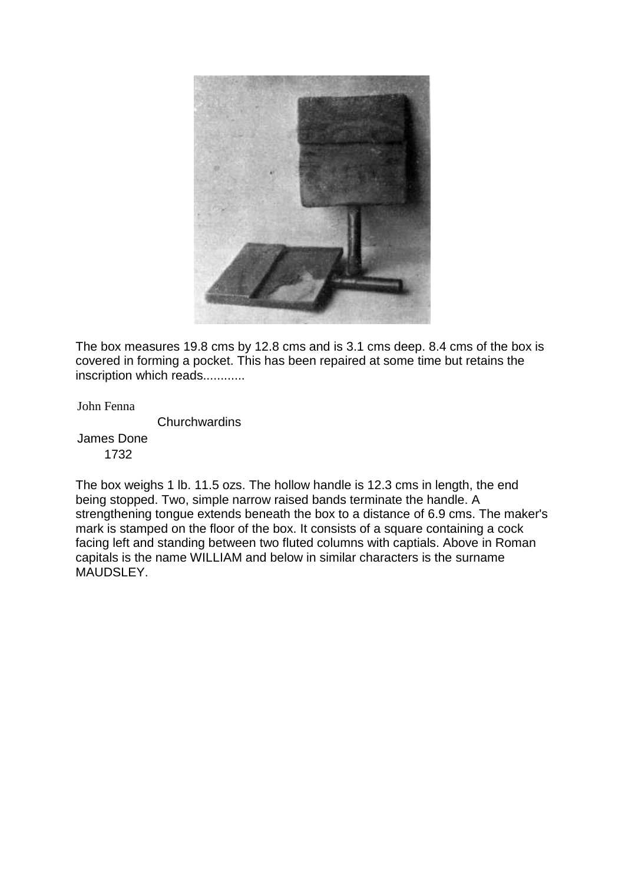The box measures 19.8 cms by 12.8 cms and is 3.1 cms deep. 8.4 cms of the box is covered in forming a pocket. This has been repaired at some time but retains the inscription which reads............

John Fenna
Churchwardins
James Done
1732

The box weighs 1 lb. 11.5 ozs. The hollow handle is 12.3 cms in length, the end being stopped. Two, simple narrow raised bands terminate the handle. A strengthening tongue extends beneath the box to a distance of 6.9 cms. The maker's mark is stamped on the floor of the box. It consists of a square containing a cock facing left and standing between two fluted columns with captials. Above in Roman capitals is the name WILLIAM and below in similar characters is the surname MAUDSLEY.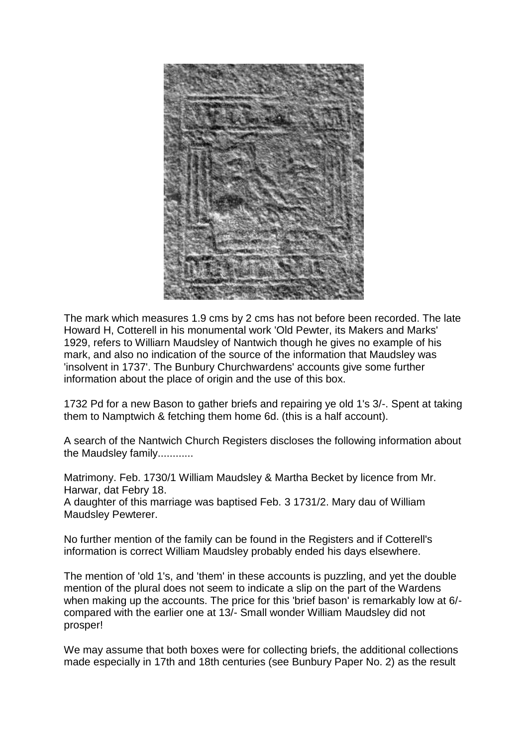The mark which measures 1.9 cms by 2 cms has not before been recorded. The late Howard H, Cotterell in his monumental work 'Old Pewter, its Makers and Marks' 1929, refers to Williarn Maudsley of Nantwich though he gives no example of his mark, and also no indication of the source of the information that Maudsley was 'insolvent in 1737'. The Bunbury Churchwardens' accounts give some further information about the place of origin and the use of this box.

1732 Pd for a new Bason to gather briefs and repairing ye old 1's 3/-. Spent at taking them to Namptwich & fetching them home 6d. (this is a half account).

A search of the Nantwich Church Registers discloses the following information about the Maudsley family............

Matrimony. Feb. 1730/1 William Maudsley & Martha Becket by licence from Mr. Harwar, dat Febry 18.
A daughter of this marriage was baptised Feb. 3 1731/2. Mary dau of William Maudsley Pewterer.

No further mention of the family can be found in the Registers and if Cotterell's information is correct William Maudsley probably ended his days elsewhere.

The mention of 'old 1's, and 'them' in these accounts is puzzling, and yet the double mention of the plural does not seem to indicate a slip on the part of the Wardens when making up the accounts. The price for this 'brief bason' is remarkably low at 6/- compared with the earlier one at 13/- Small wonder William Maudsley did not prosper!

We may assume that both boxes were for collecting briefs, the additional collections made especially in 17th and 18th centuries (see Bunbury Paper No. 2) as the result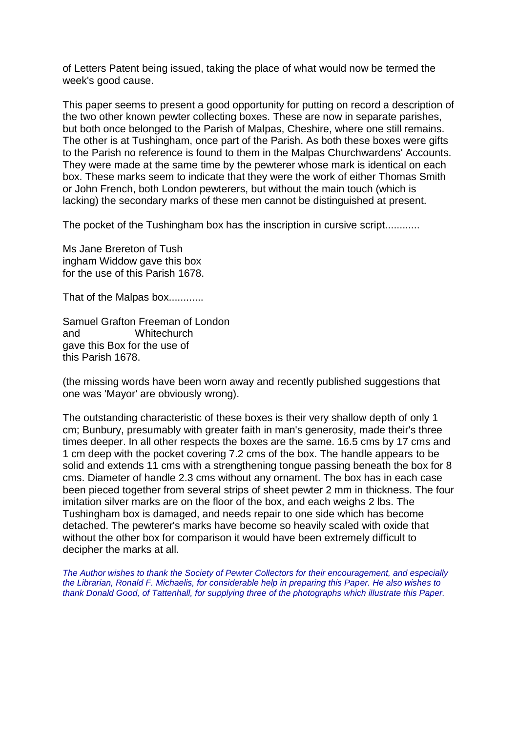of Letters Patent being issued, taking the place of what would now be termed the week's good cause.

This paper seems to present a good opportunity for putting on record a description of the two other known pewter collecting boxes. These are now in separate parishes, but both once belonged to the Parish of Malpas, Cheshire, where one still remains. The other is at Tushingham, once part of the Parish. As both these boxes were gifts to the Parish no reference is found to them in the Malpas Churchwardens' Accounts. They were made at the same time by the pewterer whose mark is identical on each box. These marks seem to indicate that they were the work of either Thomas Smith or John French, both London pewterers, but without the main touch (which is lacking) the secondary marks of these men cannot be distinguished at present.

The pocket of the Tushingham box has the inscription in cursive script............

Ms Jane Brereton of Tush  
ingham Widdow gave this box  
for the use of this Parish 1678.

That of the Malpas box............

Samuel Grafton Freeman of London  
and Whitechurch  
gave this Box for the use of  
this Parish 1678.

(the missing words have been worn away and recently published suggestions that one was 'Mayor' are obviously wrong).

The outstanding characteristic of these boxes is their very shallow depth of only 1 cm; Bunbury, presumably with greater faith in man's generosity, made their's three times deeper. In all other respects the boxes are the same. 16.5 cms by 17 cms and 1 cm deep with the pocket covering 7.2 cms of the box. The handle appears to be solid and extends 11 cms with a strengthening tongue passing beneath the box for 8 cms. Diameter of handle 2.3 cms without any ornament. The box has in each case been pieced together from several strips of sheet pewter 2 mm in thickness. The four imitation silver marks are on the floor of the box, and each weighs 2 lbs. The Tushingham box is damaged, and needs repair to one side which has become detached. The pewterer's marks have become so heavily scaled with oxide that without the other box for comparison it would have been extremely difficult to decipher the marks at all.

*The Author wishes to thank the Society of Pewter Collectors for their encouragement, and especially the Librarian, Ronald F. Michaelis, for considerable help in preparing this Paper. He also wishes to thank Donald Good, of Tattenhall, for supplying three of the photographs which illustrate this Paper.*